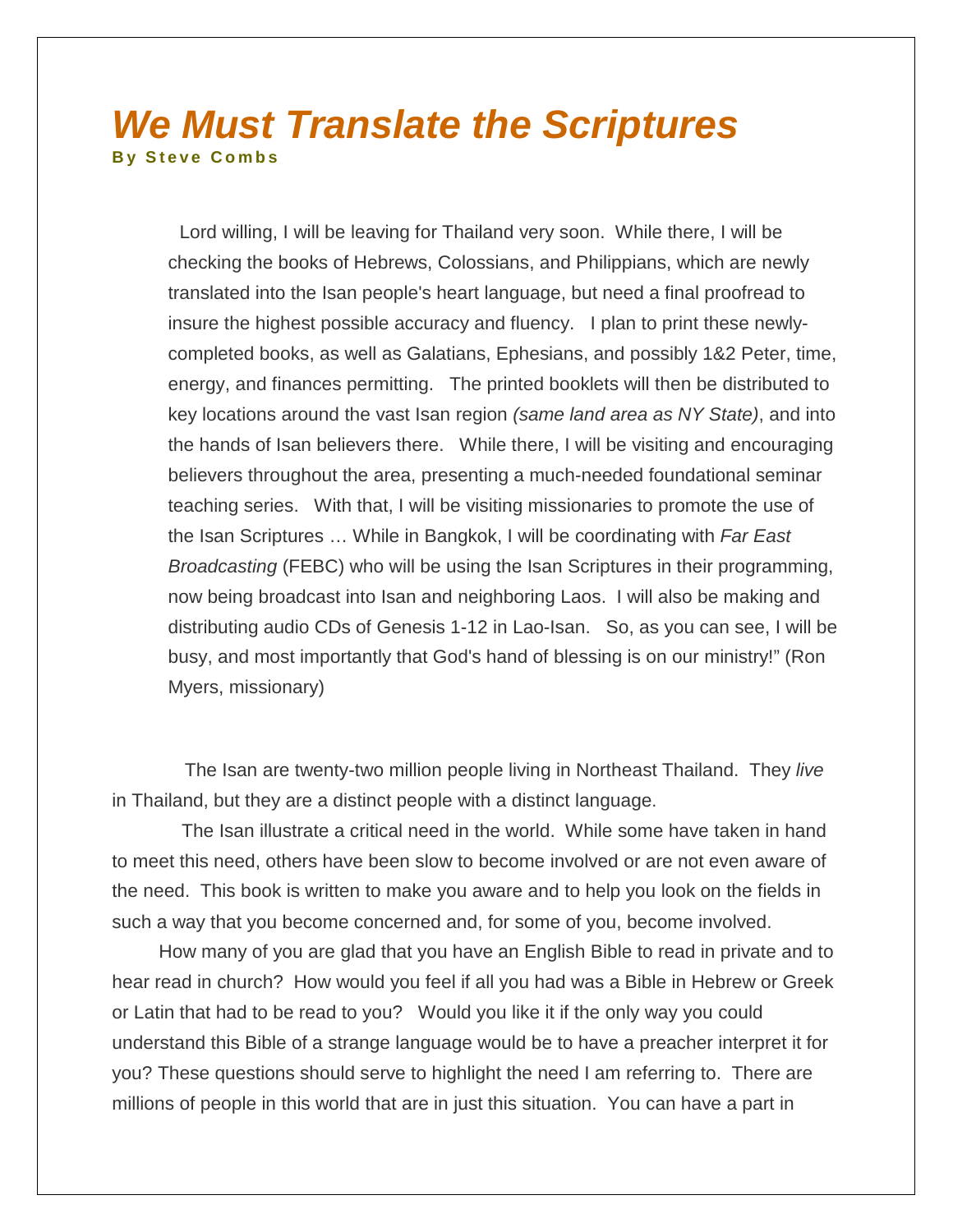# *We Must Translate the Scriptures*

**By Steve Combs**

> Lord willing, I will be leaving for Thailand very soon. While there, I will be checking the books of Hebrews, Colossians, and Philippians, which are newly translated into the Isan people's heart language, but need a final proofread to insure the highest possible accuracy and fluency. I plan to print these newly-completed books, as well as Galatians, Ephesians, and possibly 1&2 Peter, time, energy, and finances permitting. The printed booklets will then be distributed to key locations around the vast Isan region *(same land area as NY State)*, and into the hands of Isan believers there. While there, I will be visiting and encouraging believers throughout the area, presenting a much-needed foundational seminar teaching series. With that, I will be visiting missionaries to promote the use of the Isan Scriptures … While in Bangkok, I will be coordinating with *Far East Broadcasting* (FEBC) who will be using the Isan Scriptures in their programming, now being broadcast into Isan and neighboring Laos. I will also be making and distributing audio CDs of Genesis 1-12 in Lao-Isan. So, as you can see, I will be busy, and most importantly that God's hand of blessing is on our ministry!" (Ron Myers, missionary)

The Isan are twenty-two million people living in Northeast Thailand. They *live* in Thailand, but they are a distinct people with a distinct language.

The Isan illustrate a critical need in the world. While some have taken in hand to meet this need, others have been slow to become involved or are not even aware of the need. This book is written to make you aware and to help you look on the fields in such a way that you become concerned and, for some of you, become involved.

How many of you are glad that you have an English Bible to read in private and to hear read in church? How would you feel if all you had was a Bible in Hebrew or Greek or Latin that had to be read to you? Would you like it if the only way you could understand this Bible of a strange language would be to have a preacher interpret it for you? These questions should serve to highlight the need I am referring to. There are millions of people in this world that are in just this situation. You can have a part in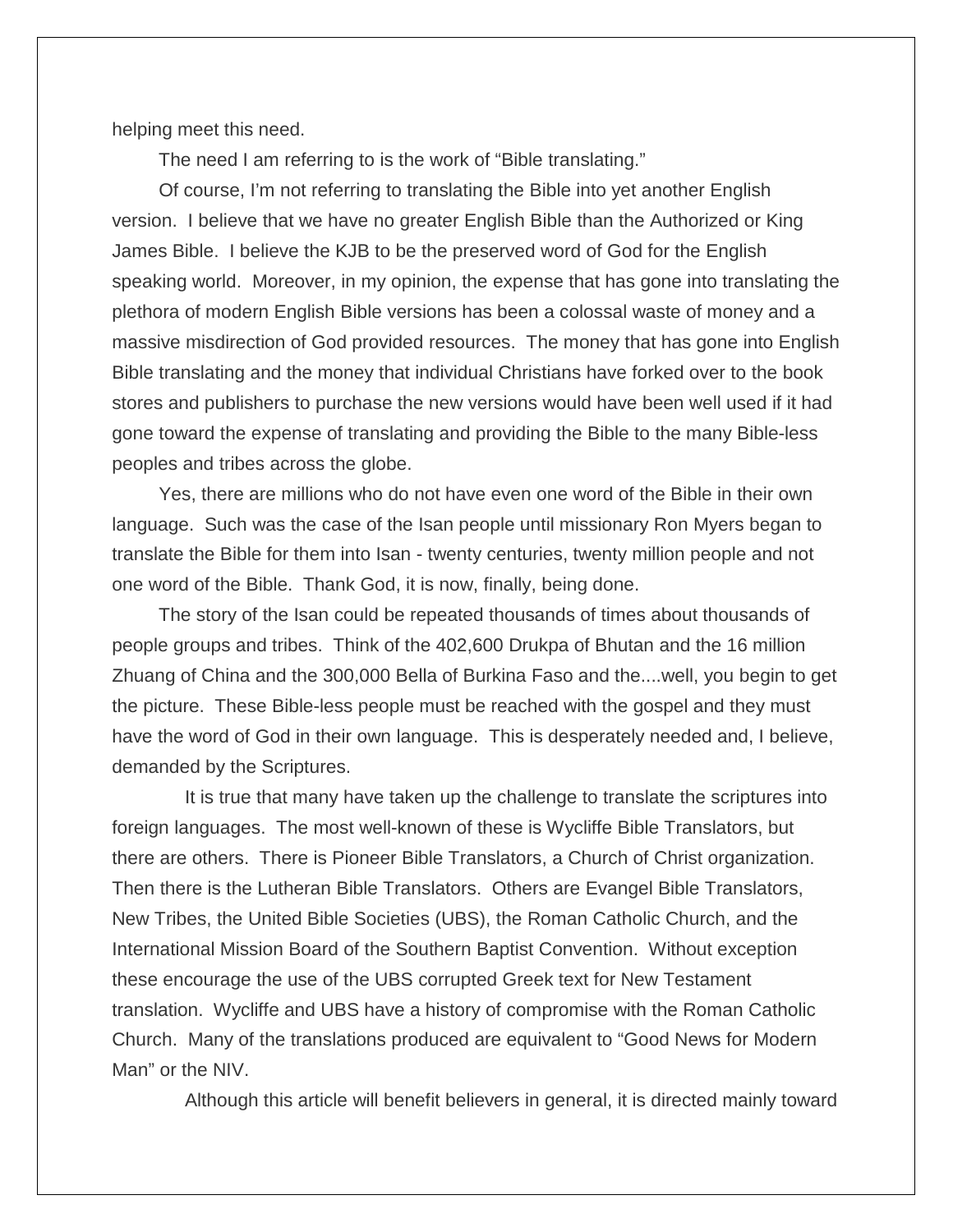helping meet this need.

The need I am referring to is the work of "Bible translating."

Of course, I'm not referring to translating the Bible into yet another English version. I believe that we have no greater English Bible than the Authorized or King James Bible. I believe the KJB to be the preserved word of God for the English speaking world. Moreover, in my opinion, the expense that has gone into translating the plethora of modern English Bible versions has been a colossal waste of money and a massive misdirection of God provided resources. The money that has gone into English Bible translating and the money that individual Christians have forked over to the book stores and publishers to purchase the new versions would have been well used if it had gone toward the expense of translating and providing the Bible to the many Bible-less peoples and tribes across the globe.

Yes, there are millions who do not have even one word of the Bible in their own language. Such was the case of the Isan people until missionary Ron Myers began to translate the Bible for them into Isan - twenty centuries, twenty million people and not one word of the Bible. Thank God, it is now, finally, being done.

The story of the Isan could be repeated thousands of times about thousands of people groups and tribes. Think of the 402,600 Drukpa of Bhutan and the 16 million Zhuang of China and the 300,000 Bella of Burkina Faso and the....well, you begin to get the picture. These Bible-less people must be reached with the gospel and they must have the word of God in their own language. This is desperately needed and, I believe, demanded by the Scriptures.

It is true that many have taken up the challenge to translate the scriptures into foreign languages. The most well-known of these is Wycliffe Bible Translators, but there are others. There is Pioneer Bible Translators, a Church of Christ organization. Then there is the Lutheran Bible Translators. Others are Evangel Bible Translators, New Tribes, the United Bible Societies (UBS), the Roman Catholic Church, and the International Mission Board of the Southern Baptist Convention. Without exception these encourage the use of the UBS corrupted Greek text for New Testament translation. Wycliffe and UBS have a history of compromise with the Roman Catholic Church. Many of the translations produced are equivalent to "Good News for Modern Man" or the NIV.

Although this article will benefit believers in general, it is directed mainly toward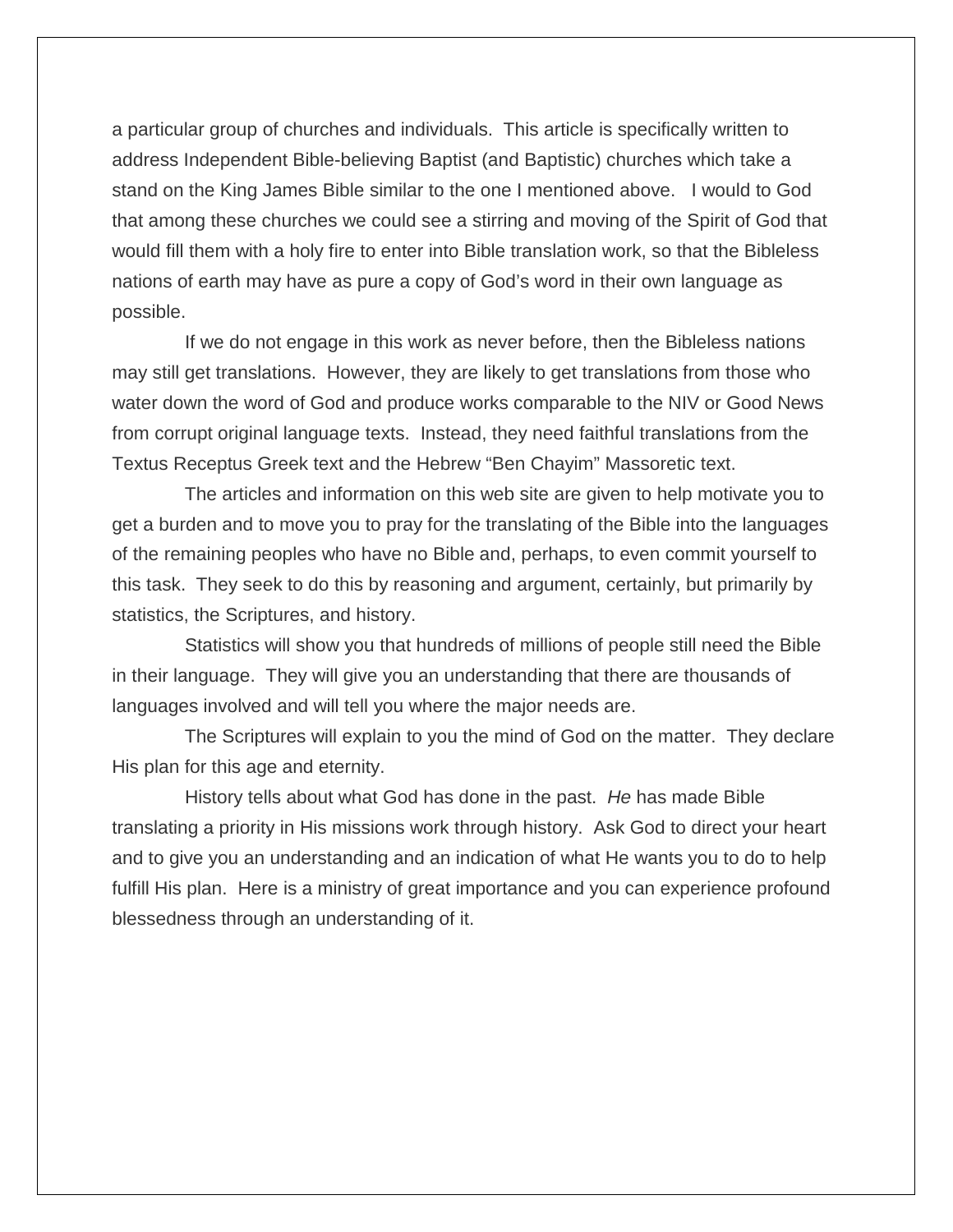a particular group of churches and individuals. This article is specifically written to address Independent Bible-believing Baptist (and Baptistic) churches which take a stand on the King James Bible similar to the one I mentioned above. I would to God that among these churches we could see a stirring and moving of the Spirit of God that would fill them with a holy fire to enter into Bible translation work, so that the Bibleless nations of earth may have as pure a copy of God's word in their own language as possible.

If we do not engage in this work as never before, then the Bibleless nations may still get translations. However, they are likely to get translations from those who water down the word of God and produce works comparable to the NIV or Good News from corrupt original language texts. Instead, they need faithful translations from the Textus Receptus Greek text and the Hebrew "Ben Chayim" Massoretic text.

The articles and information on this web site are given to help motivate you to get a burden and to move you to pray for the translating of the Bible into the languages of the remaining peoples who have no Bible and, perhaps, to even commit yourself to this task. They seek to do this by reasoning and argument, certainly, but primarily by statistics, the Scriptures, and history.

Statistics will show you that hundreds of millions of people still need the Bible in their language. They will give you an understanding that there are thousands of languages involved and will tell you where the major needs are.

The Scriptures will explain to you the mind of God on the matter. They declare His plan for this age and eternity.

History tells about what God has done in the past. *He* has made Bible translating a priority in His missions work through history. Ask God to direct your heart and to give you an understanding and an indication of what He wants you to do to help fulfill His plan. Here is a ministry of great importance and you can experience profound blessedness through an understanding of it.